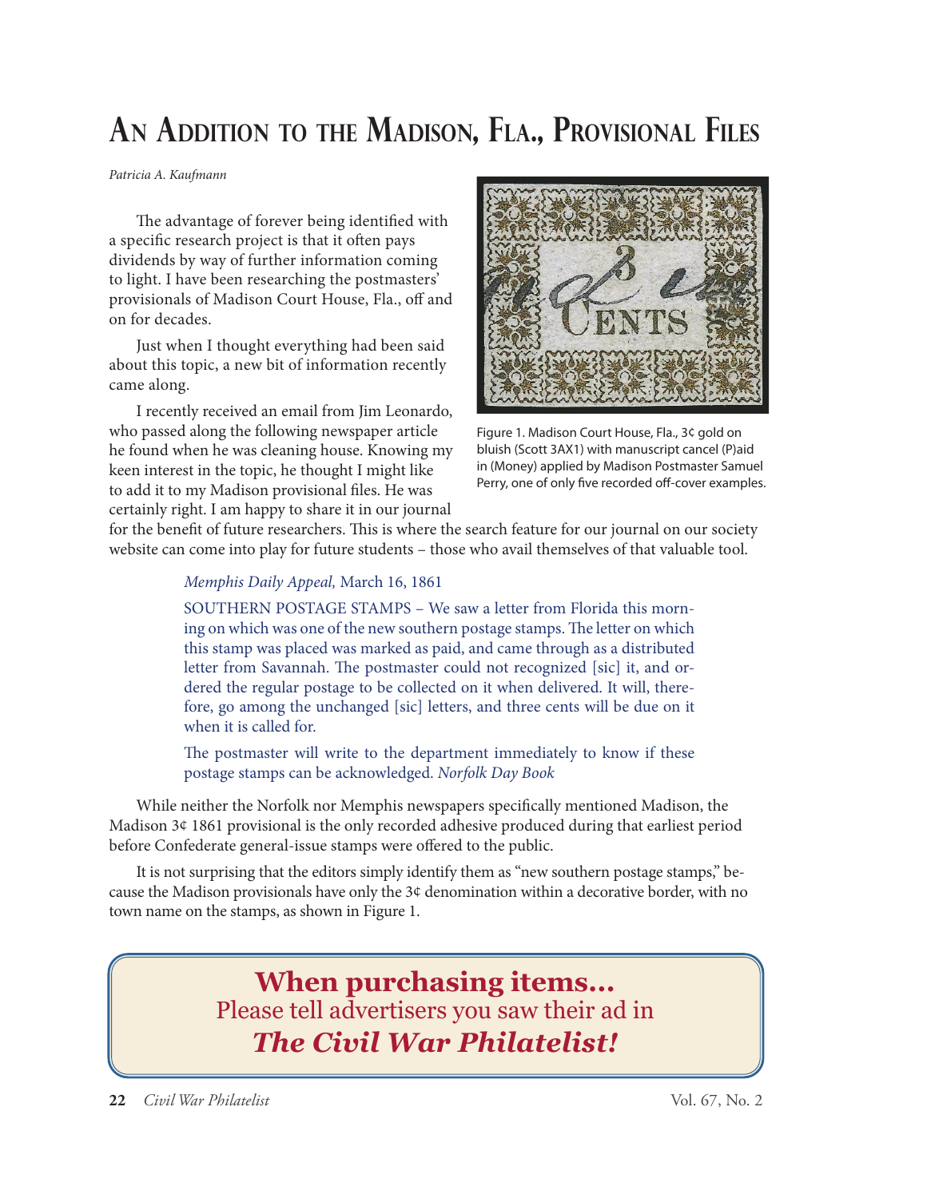# An Addition to the Madison, Fla., Provisional Files

*Patricia A. Kaufmann*

The advantage of forever being identified with a specific research project is that it often pays dividends by way of further information coming to light. I have been researching the postmasters' provisionals of Madison Court House, Fla., off and on for decades.

Just when I thought everything had been said about this topic, a new bit of information recently came along.

I recently received an email from Jim Leonardo, who passed along the following newspaper article he found when he was cleaning house. Knowing my keen interest in the topic, he thought I might like to add it to my Madison provisional files. He was certainly right. I am happy to share it in our journal for the benefit of future researchers. This is where the search feature for our journal on our society website can come into play for future students – those who avail themselves of that valuable tool.

Figure 1. Madison Court House, Fla., 3¢ gold on bluish (Scott 3AX1) with manuscript cancel (P)aid in (Money) applied by Madison Postmaster Samuel Perry, one of only five recorded off-cover examples.

> *Memphis Daily Appeal,* March 16, 1861
>
> SOUTHERN POSTAGE STAMPS – We saw a letter from Florida this morning on which was one of the new southern postage stamps. The letter on which this stamp was placed was marked as paid, and came through as a distributed letter from Savannah. The postmaster could not recognized [sic] it, and ordered the regular postage to be collected on it when delivered. It will, therefore, go among the unchanged [sic] letters, and three cents will be due on it when it is called for.
>
> The postmaster will write to the department immediately to know if these postage stamps can be acknowledged. *Norfolk Day Book*

While neither the Norfolk nor Memphis newspapers specifically mentioned Madison, the Madison 3¢ 1861 provisional is the only recorded adhesive produced during that earliest period before Confederate general-issue stamps were offered to the public.

It is not surprising that the editors simply identify them as "new southern postage stamps," because the Madison provisionals have only the 3¢ denomination within a decorative border, with no town name on the stamps, as shown in Figure 1.

**When purchasing items...**
Please tell advertisers you saw their ad in
***The Civil War Philatelist!***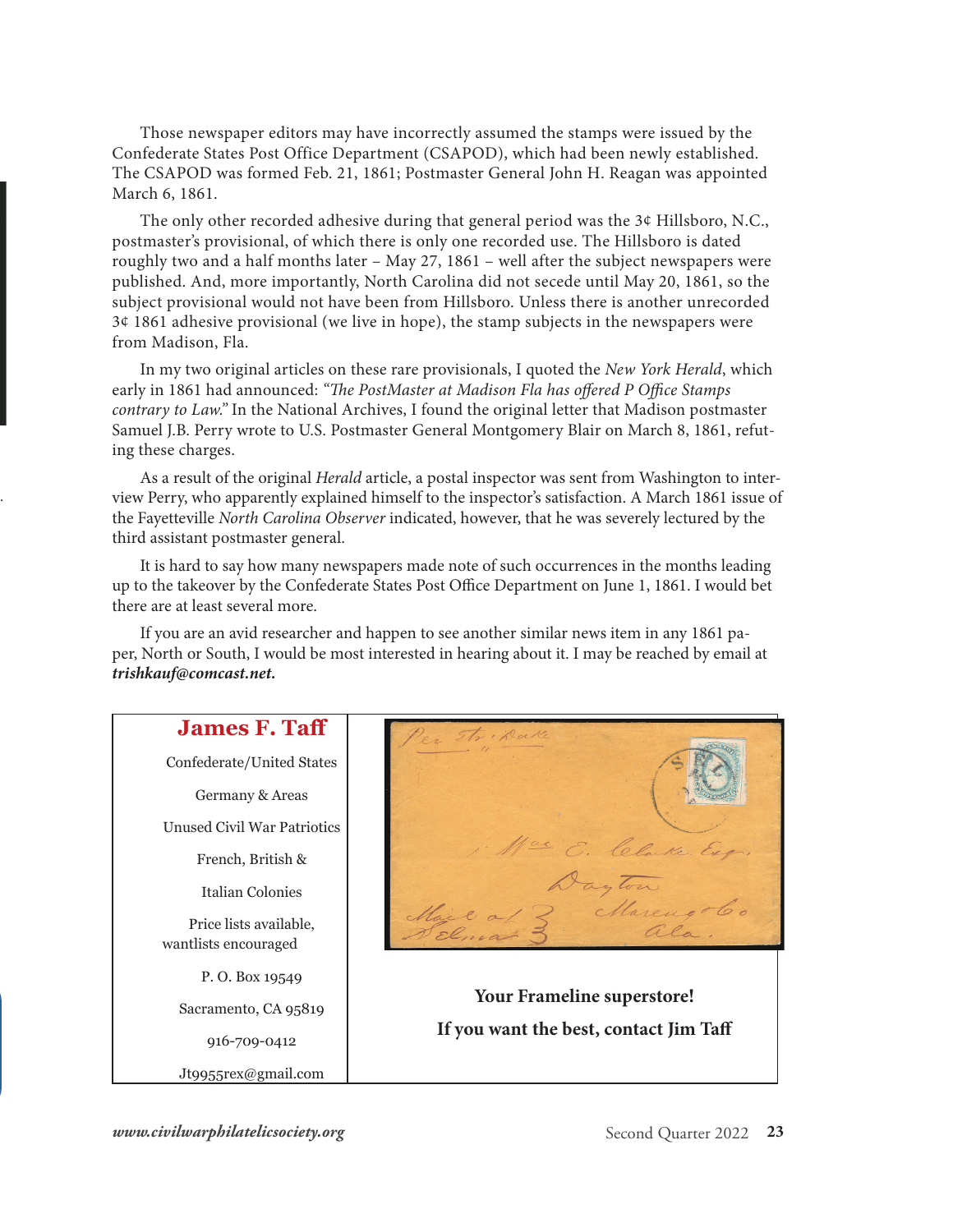Those newspaper editors may have incorrectly assumed the stamps were issued by the Confederate States Post Office Department (CSAPOD), which had been newly established. The CSAPOD was formed Feb. 21, 1861; Postmaster General John H. Reagan was appointed March 6, 1861.

The only other recorded adhesive during that general period was the 3¢ Hillsboro, N.C., postmaster's provisional, of which there is only one recorded use. The Hillsboro is dated roughly two and a half months later – May 27, 1861 – well after the subject newspapers were published. And, more importantly, North Carolina did not secede until May 20, 1861, so the subject provisional would not have been from Hillsboro. Unless there is another unrecorded 3¢ 1861 adhesive provisional (we live in hope), the stamp subjects in the newspapers were from Madison, Fla.

In my two original articles on these rare provisionals, I quoted the *New York Herald*, which early in 1861 had announced: *"The PostMaster at Madison Fla has offered P Office Stamps contrary to Law."* In the National Archives, I found the original letter that Madison postmaster Samuel J.B. Perry wrote to U.S. Postmaster General Montgomery Blair on March 8, 1861, refuting these charges.

As a result of the original *Herald* article, a postal inspector was sent from Washington to interview Perry, who apparently explained himself to the inspector's satisfaction. A March 1861 issue of the Fayetteville *North Carolina Observer* indicated, however, that he was severely lectured by the third assistant postmaster general.

It is hard to say how many newspapers made note of such occurrences in the months leading up to the takeover by the Confederate States Post Office Department on June 1, 1861. I would bet there are at least several more.

If you are an avid researcher and happen to see another similar news item in any 1861 paper, North or South, I would be most interested in hearing about it. I may be reached by email at ***trishkauf@comcast.net.***

**James F. Taff**

Confederate/United States

Germany & Areas

Unused Civil War Patriotics

French, British &

Italian Colonies

Price lists available,
wantlists encouraged

P. O. Box 19549

Sacramento, CA 95819

916-709-0412

Jt9955rex@gmail.com

**Your Frameline superstore!**

**If you want the best, contact Jim Taff**